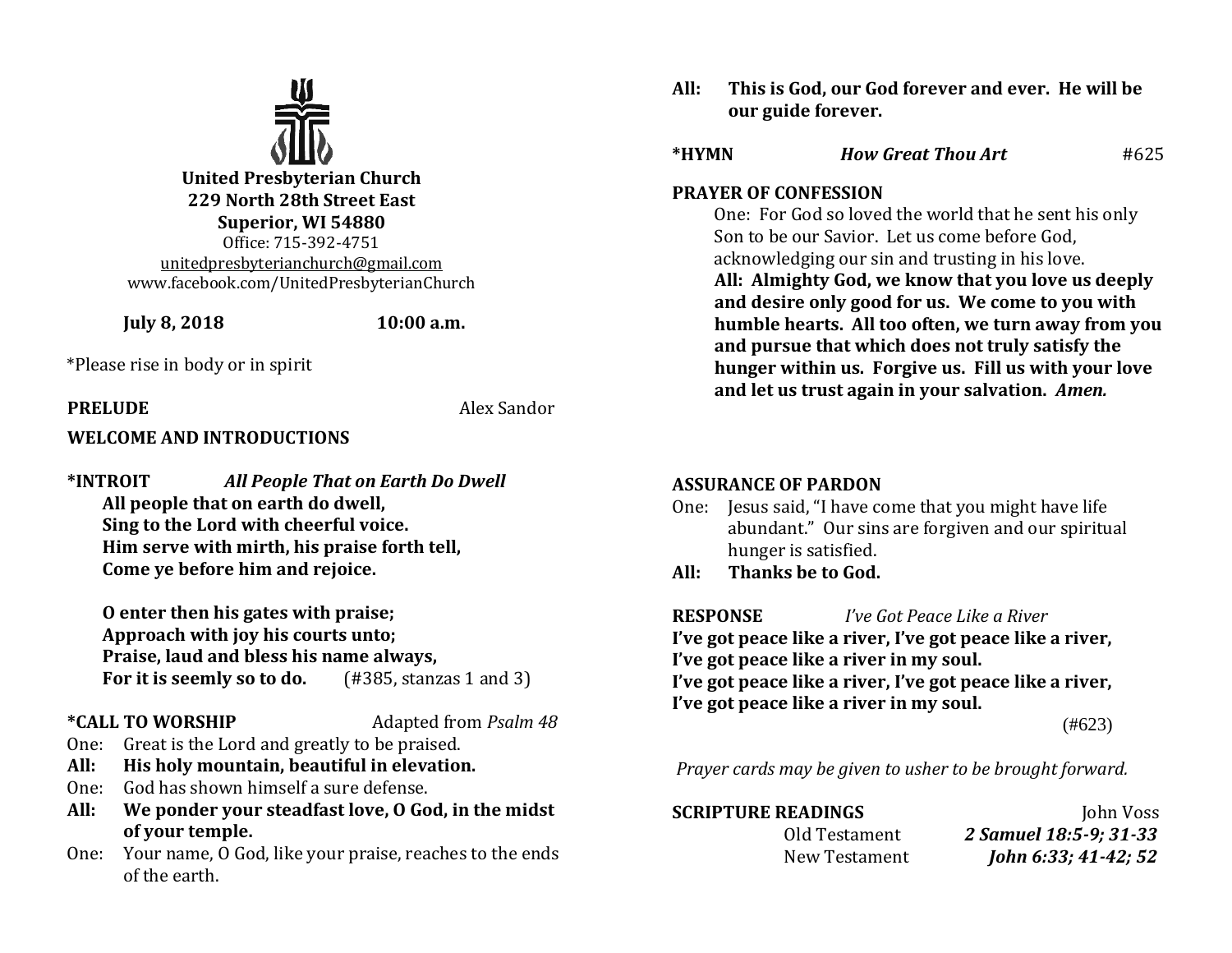**United Presbyterian Church**
**229 North 28th Street East**
**Superior, WI 54880**
Office: 715-392-4751
unitedpresbyterianchurch@gmail.com
www.facebook.com/UnitedPresbyterianChurch

**July 8, 2018** **10:00 a.m.**

*Please rise in body or in spirit

**PRELUDE** Alex Sandor

**WELCOME AND INTRODUCTIONS**

***INTROIT** ***All People That on Earth Do Dwell***

**All people that on earth do dwell,**
**Sing to the Lord with cheerful voice.**
**Him serve with mirth, his praise forth tell,**
**Come ye before him and rejoice.**

**O enter then his gates with praise;**
**Approach with joy his courts unto;**
**Praise, laud and bless his name always,**
**For it is seemly so to do.** (#385, stanzas 1 and 3)

***CALL TO WORSHIP** Adapted from *Psalm 48*

One: Great is the Lord and greatly to be praised.
**All: His holy mountain, beautiful in elevation.**
One: God has shown himself a sure defense.
**All: We ponder your steadfast love, O God, in the midst of your temple.**
One: Your name, O God, like your praise, reaches to the ends of the earth.
**All: This is God, our God forever and ever. He will be our guide forever.**

***HYMN** ***How Great Thou Art*** #625

**PRAYER OF CONFESSION**

One: For God so loved the world that he sent his only Son to be our Savior. Let us come before God, acknowledging our sin and trusting in his love.
**All: Almighty God, we know that you love us deeply and desire only good for us. We come to you with humble hearts. All too often, we turn away from you and pursue that which does not truly satisfy the hunger within us. Forgive us. Fill us with your love and let us trust again in your salvation. *Amen.***

**ASSURANCE OF PARDON**

One: Jesus said, "I have come that you might have life abundant." Our sins are forgiven and our spiritual hunger is satisfied.
**All: Thanks be to God.**

**RESPONSE** *I've Got Peace Like a River*

**I've got peace like a river, I've got peace like a river,**
**I've got peace like a river in my soul.**
**I've got peace like a river, I've got peace like a river,**
**I've got peace like a river in my soul.**
(#623)

*Prayer cards may be given to usher to be brought forward.*

**SCRIPTURE READINGS** John Voss

Old Testament ***2 Samuel 18:5-9; 31-33***
New Testament ***John 6:33; 41-42; 52***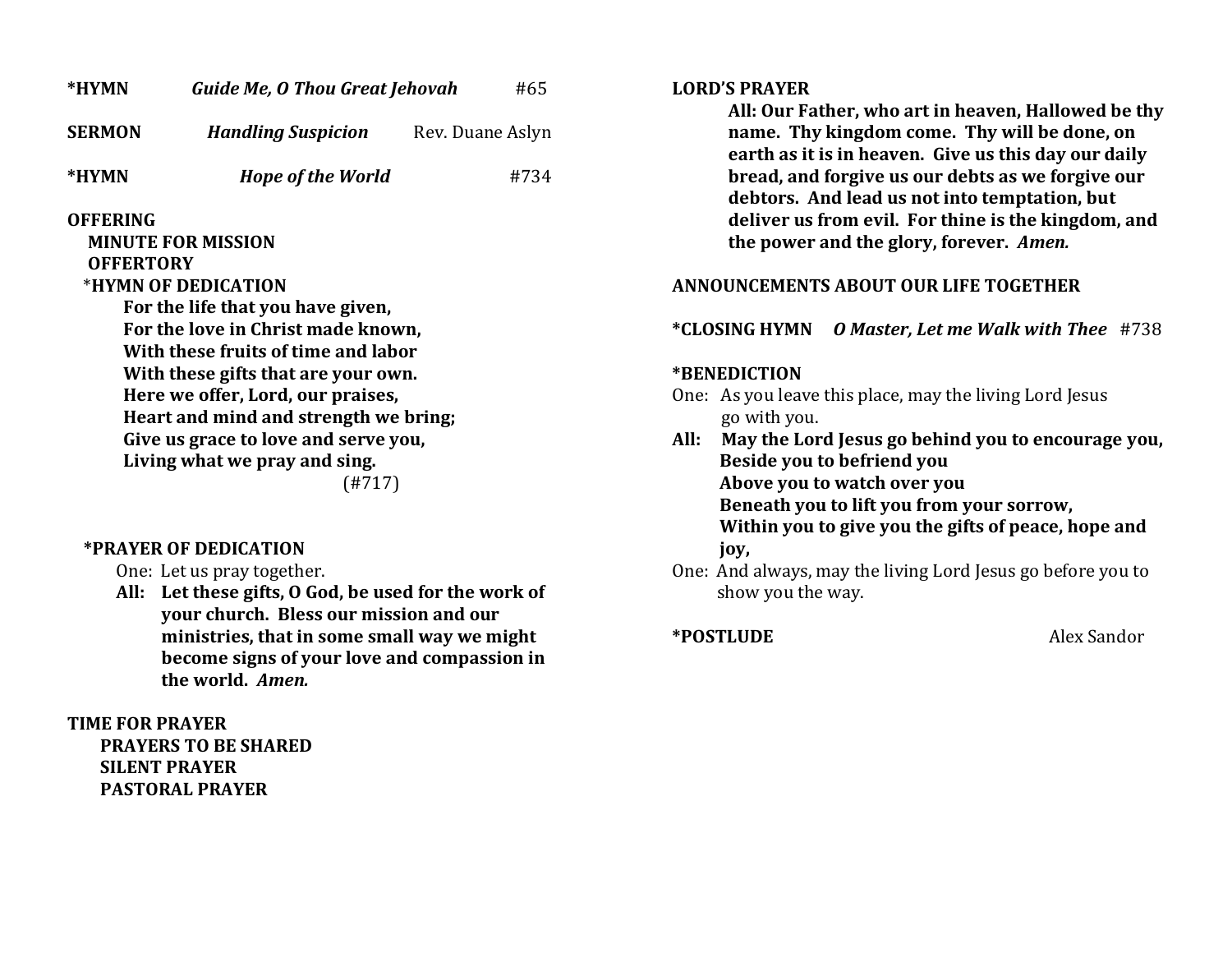**\*HYMN** *Guide Me, O Thou Great Jehovah* #65

**SERMON** *Handling Suspicion* Rev. Duane Aslyn

**\*HYMN** *Hope of the World* #734

**OFFERING**

**MINUTE FOR MISSION**

**OFFERTORY**

\***HYMN OF DEDICATION**

**For the life that you have given,**
**For the love in Christ made known,**
**With these fruits of time and labor**
**With these gifts that are your own.**
**Here we offer, Lord, our praises,**
**Heart and mind and strength we bring;**
**Give us grace to love and serve you,**
**Living what we pray and sing.**
(#717)

**\*PRAYER OF DEDICATION**

One: Let us pray together.

**All: Let these gifts, O God, be used for the work of your church. Bless our mission and our ministries, that in some small way we might become signs of your love and compassion in the world.** ***Amen.***

**TIME FOR PRAYER**

**PRAYERS TO BE SHARED**

**SILENT PRAYER**

**PASTORAL PRAYER**

**LORD'S PRAYER**

**All: Our Father, who art in heaven, Hallowed be thy name. Thy kingdom come. Thy will be done, on earth as it is in heaven. Give us this day our daily bread, and forgive us our debts as we forgive our debtors. And lead us not into temptation, but deliver us from evil. For thine is the kingdom, and the power and the glory, forever.** ***Amen.***

**ANNOUNCEMENTS ABOUT OUR LIFE TOGETHER**

**\*CLOSING HYMN** ***O Master, Let me Walk with Thee*** #738

**\*BENEDICTION**

One: As you leave this place, may the living Lord Jesus go with you.

**All: May the Lord Jesus go behind you to encourage you,**
**Beside you to befriend you**
**Above you to watch over you**
**Beneath you to lift you from your sorrow,**
**Within you to give you the gifts of peace, hope and joy,**

One: And always, may the living Lord Jesus go before you to show you the way.

**\*POSTLUDE** Alex Sandor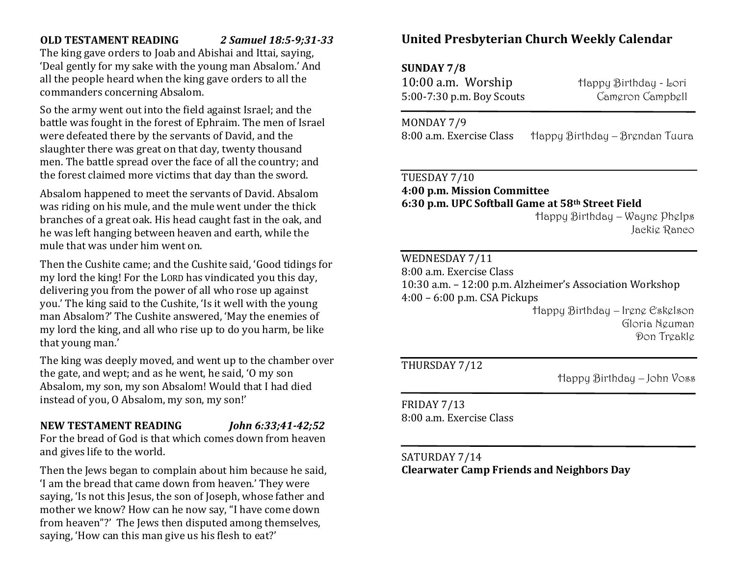**OLD TESTAMENT READING** *2 Samuel 18:5-9;31-33*

The king gave orders to Joab and Abishai and Ittai, saying, 'Deal gently for my sake with the young man Absalom.' And all the people heard when the king gave orders to all the commanders concerning Absalom.

So the army went out into the field against Israel; and the battle was fought in the forest of Ephraim. The men of Israel were defeated there by the servants of David, and the slaughter there was great on that day, twenty thousand men. The battle spread over the face of all the country; and the forest claimed more victims that day than the sword.

Absalom happened to meet the servants of David. Absalom was riding on his mule, and the mule went under the thick branches of a great oak. His head caught fast in the oak, and he was left hanging between heaven and earth, while the mule that was under him went on.

Then the Cushite came; and the Cushite said, 'Good tidings for my lord the king! For the LORD has vindicated you this day, delivering you from the power of all who rose up against you.' The king said to the Cushite, 'Is it well with the young man Absalom?' The Cushite answered, 'May the enemies of my lord the king, and all who rise up to do you harm, be like that young man.'

The king was deeply moved, and went up to the chamber over the gate, and wept; and as he went, he said, 'O my son Absalom, my son, my son Absalom! Would that I had died instead of you, O Absalom, my son, my son!'

**NEW TESTAMENT READING** ***John 6:33;41-42;52***

For the bread of God is that which comes down from heaven and gives life to the world.

Then the Jews began to complain about him because he said, 'I am the bread that came down from heaven.' They were saying, 'Is not this Jesus, the son of Joseph, whose father and mother we know? How can he now say, "I have come down from heaven"?' The Jews then disputed among themselves, saying, 'How can this man give us his flesh to eat?'

## United Presbyterian Church Weekly Calendar

**SUNDAY 7/8**
10:00 a.m. Worship — Happy Birthday - Lori
5:00-7:30 p.m. Boy Scouts — Cameron Campbell

---

MONDAY 7/9
8:00 a.m. Exercise Class — Happy Birthday – Brendan Tuura

---

TUESDAY 7/10
**4:00 p.m. Mission Committee**
**6:30 p.m. UPC Softball Game at 58th Street Field**
Happy Birthday – Wayne Phelps
Jackie Ranco

---

WEDNESDAY 7/11
8:00 a.m. Exercise Class
10:30 a.m. – 12:00 p.m. Alzheimer's Association Workshop
4:00 – 6:00 p.m. CSA Pickups
Happy Birthday – Irene Eskelson
Gloria Neuman
Don Treakle

---

THURSDAY 7/12
Happy Birthday – John Voss

---

FRIDAY 7/13
8:00 a.m. Exercise Class

---

SATURDAY 7/14
**Clearwater Camp Friends and Neighbors Day**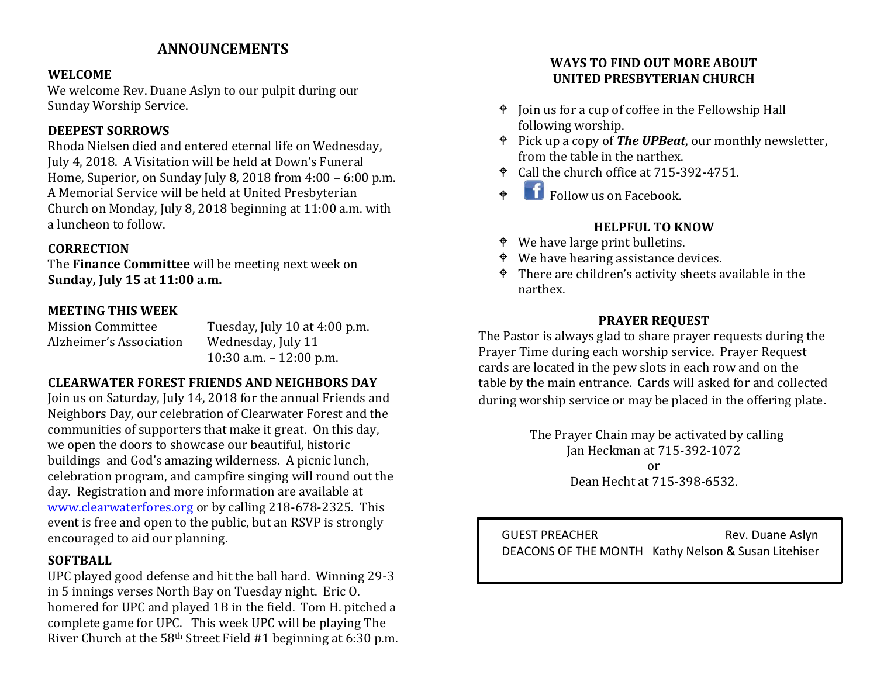# ANNOUNCEMENTS

**WELCOME**
We welcome Rev. Duane Aslyn to our pulpit during our Sunday Worship Service.

**DEEPEST SORROWS**
Rhoda Nielsen died and entered eternal life on Wednesday, July 4, 2018. A Visitation will be held at Down's Funeral Home, Superior, on Sunday July 8, 2018 from 4:00 – 6:00 p.m. A Memorial Service will be held at United Presbyterian Church on Monday, July 8, 2018 beginning at 11:00 a.m. with a luncheon to follow.

**CORRECTION**
The **Finance Committee** will be meeting next week on **Sunday, July 15 at 11:00 a.m.**

**MEETING THIS WEEK**

| | |
|---|---|
| Mission Committee | Tuesday, July 10 at 4:00 p.m. |
| Alzheimer's Association | Wednesday, July 11<br>10:30 a.m. – 12:00 p.m. |

**CLEARWATER FOREST FRIENDS AND NEIGHBORS DAY**
Join us on Saturday, July 14, 2018 for the annual Friends and Neighbors Day, our celebration of Clearwater Forest and the communities of supporters that make it great. On this day, we open the doors to showcase our beautiful, historic buildings and God's amazing wilderness. A picnic lunch, celebration program, and campfire singing will round out the day. Registration and more information are available at www.clearwaterfores.org or by calling 218-678-2325. This event is free and open to the public, but an RSVP is strongly encouraged to aid our planning.

**SOFTBALL**
UPC played good defense and hit the ball hard. Winning 29-3 in 5 innings verses North Bay on Tuesday night. Eric O. homered for UPC and played 1B in the field. Tom H. pitched a complete game for UPC. This week UPC will be playing The River Church at the 58th Street Field #1 beginning at 6:30 p.m.

**WAYS TO FIND OUT MORE ABOUT UNITED PRESBYTERIAN CHURCH**

- Join us for a cup of coffee in the Fellowship Hall following worship.
- Pick up a copy of ***The UPBeat***, our monthly newsletter, from the table in the narthex.
- Call the church office at 715-392-4751.
- Follow us on Facebook.

**HELPFUL TO KNOW**

- We have large print bulletins.
- We have hearing assistance devices.
- There are children's activity sheets available in the narthex.

**PRAYER REQUEST**
The Pastor is always glad to share prayer requests during the Prayer Time during each worship service. Prayer Request cards are located in the pew slots in each row and on the table by the main entrance. Cards will asked for and collected during worship service or may be placed in the offering plate.

The Prayer Chain may be activated by calling
Jan Heckman at 715-392-1072
or
Dean Hecht at 715-398-6532.

| | |
|---|---|
| GUEST PREACHER | Rev. Duane Aslyn |
| DEACONS OF THE MONTH | Kathy Nelson & Susan Litehiser |